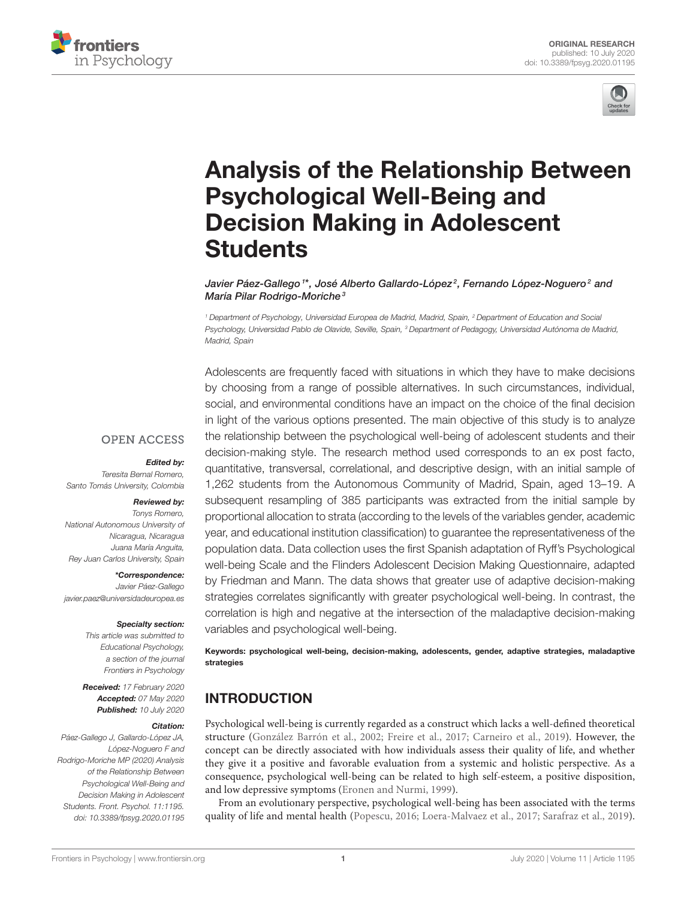ORIGINAL RESEARCH
published: 10 July 2020
doi: 10.3389/fpsyg.2020.01195

# Analysis of the Relationship Between Psychological Well-Being and Decision Making in Adolescent Students

*Javier Páez-Gallego[1]*, José Alberto Gallardo-López[2], Fernando López-Noguero[2] and María Pilar Rodrigo-Moriche[3]*

[1] Department of Psychology, Universidad Europea de Madrid, Madrid, Spain, [2] Department of Education and Social Psychology, Universidad Pablo de Olavide, Seville, Spain, [3] Department of Pedagogy, Universidad Autónoma de Madrid, Madrid, Spain

OPEN ACCESS

***Edited by:***
Teresita Bernal Romero,
Santo Tomás University, Colombia

***Reviewed by:***
Tonys Romero,
National Autonomous University of Nicaragua, Nicaragua
Juana María Anguita,
Rey Juan Carlos University, Spain

***\*Correspondence:***
Javier Páez-Gallego
javier.paez@universidadeuropea.es

***Specialty section:***
This article was submitted to Educational Psychology, a section of the journal Frontiers in Psychology

***Received:*** 17 February 2020
***Accepted:*** 07 May 2020
***Published:*** 10 July 2020

***Citation:***
Páez-Gallego J, Gallardo-López JA, López-Noguero F and Rodrigo-Moriche MP (2020) Analysis of the Relationship Between Psychological Well-Being and Decision Making in Adolescent Students. Front. Psychol. 11:1195. doi: 10.3389/fpsyg.2020.01195

Adolescents are frequently faced with situations in which they have to make decisions by choosing from a range of possible alternatives. In such circumstances, individual, social, and environmental conditions have an impact on the choice of the final decision in light of the various options presented. The main objective of this study is to analyze the relationship between the psychological well-being of adolescent students and their decision-making style. The research method used corresponds to an ex post facto, quantitative, transversal, correlational, and descriptive design, with an initial sample of 1,262 students from the Autonomous Community of Madrid, Spain, aged 13–19. A subsequent resampling of 385 participants was extracted from the initial sample by proportional allocation to strata (according to the levels of the variables gender, academic year, and educational institution classification) to guarantee the representativeness of the population data. Data collection uses the first Spanish adaptation of Ryff's Psychological well-being Scale and the Flinders Adolescent Decision Making Questionnaire, adapted by Friedman and Mann. The data shows that greater use of adaptive decision-making strategies correlates significantly with greater psychological well-being. In contrast, the correlation is high and negative at the intersection of the maladaptive decision-making variables and psychological well-being.

**Keywords: psychological well-being, decision-making, adolescents, gender, adaptive strategies, maladaptive strategies**

## INTRODUCTION

Psychological well-being is currently regarded as a construct which lacks a well-defined theoretical structure (González Barrón et al., 2002; Freire et al., 2017; Carneiro et al., 2019). However, the concept can be directly associated with how individuals assess their quality of life, and whether they give it a positive and favorable evaluation from a systemic and holistic perspective. As a consequence, psychological well-being can be related to high self-esteem, a positive disposition, and low depressive symptoms (Eronen and Nurmi, 1999).

From an evolutionary perspective, psychological well-being has been associated with the terms quality of life and mental health (Popescu, 2016; Loera-Malvaez et al., 2017; Sarafraz et al., 2019).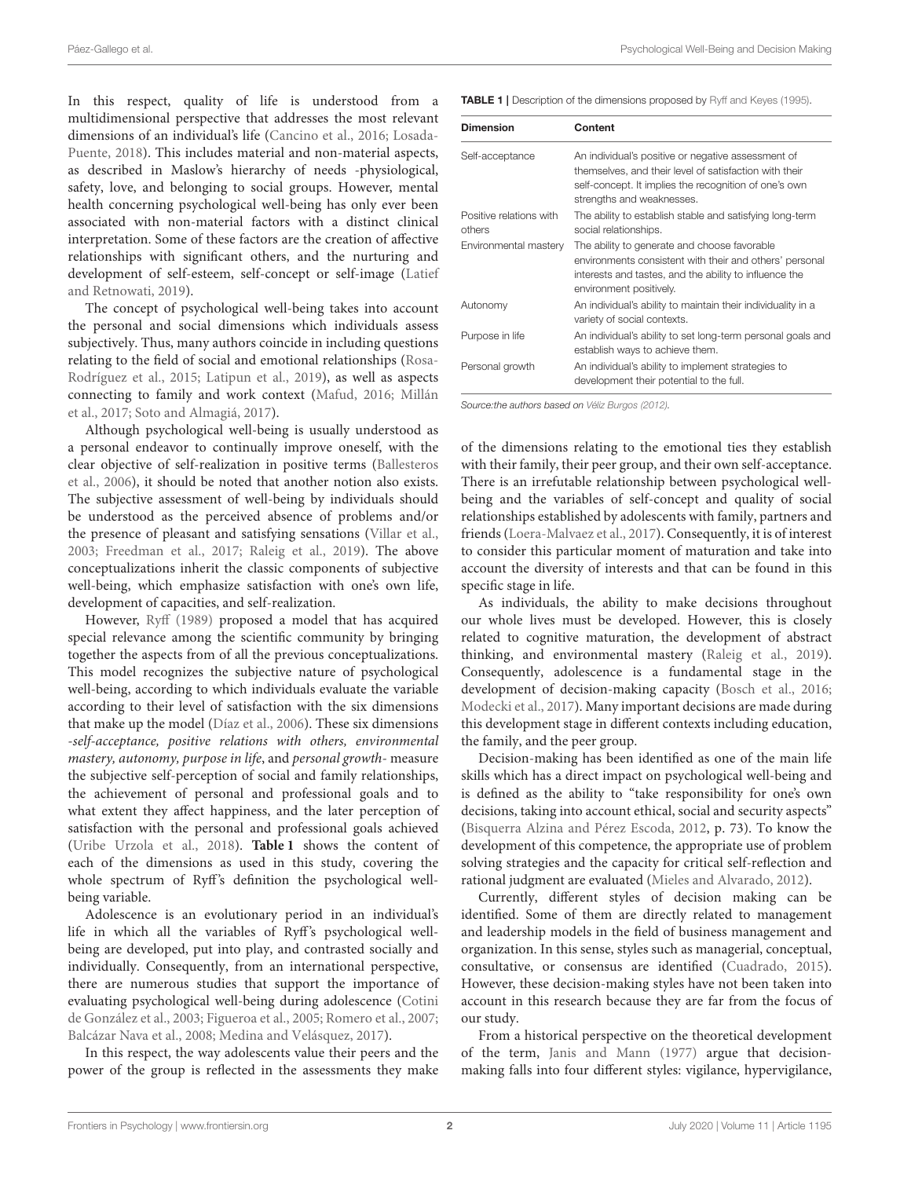In this respect, quality of life is understood from a multidimensional perspective that addresses the most relevant dimensions of an individual's life (Cancino et al., 2016; Losada-Puente, 2018). This includes material and non-material aspects, as described in Maslow's hierarchy of needs -physiological, safety, love, and belonging to social groups. However, mental health concerning psychological well-being has only ever been associated with non-material factors with a distinct clinical interpretation. Some of these factors are the creation of affective relationships with significant others, and the nurturing and development of self-esteem, self-concept or self-image (Latief and Retnowati, 2019).

The concept of psychological well-being takes into account the personal and social dimensions which individuals assess subjectively. Thus, many authors coincide in including questions relating to the field of social and emotional relationships (Rosa-Rodríguez et al., 2015; Latipun et al., 2019), as well as aspects connecting to family and work context (Mafud, 2016; Millán et al., 2017; Soto and Almagiá, 2017).

Although psychological well-being is usually understood as a personal endeavor to continually improve oneself, with the clear objective of self-realization in positive terms (Ballesteros et al., 2006), it should be noted that another notion also exists. The subjective assessment of well-being by individuals should be understood as the perceived absence of problems and/or the presence of pleasant and satisfying sensations (Villar et al., 2003; Freedman et al., 2017; Raleig et al., 2019). The above conceptualizations inherit the classic components of subjective well-being, which emphasize satisfaction with one's own life, development of capacities, and self-realization.

However, Ryff (1989) proposed a model that has acquired special relevance among the scientific community by bringing together the aspects from of all the previous conceptualizations. This model recognizes the subjective nature of psychological well-being, according to which individuals evaluate the variable according to their level of satisfaction with the six dimensions that make up the model (Díaz et al., 2006). These six dimensions -*self-acceptance, positive relations with others, environmental mastery, autonomy, purpose in life*, and *personal growth*- measure the subjective self-perception of social and family relationships, the achievement of personal and professional goals and to what extent they affect happiness, and the later perception of satisfaction with the personal and professional goals achieved (Uribe Urzola et al., 2018). **Table 1** shows the content of each of the dimensions as used in this study, covering the whole spectrum of Ryff's definition the psychological well-being variable.

Adolescence is an evolutionary period in an individual's life in which all the variables of Ryff's psychological well-being are developed, put into play, and contrasted socially and individually. Consequently, from an international perspective, there are numerous studies that support the importance of evaluating psychological well-being during adolescence (Cotini de González et al., 2003; Figueroa et al., 2005; Romero et al., 2007; Balcázar Nava et al., 2008; Medina and Velásquez, 2017).

In this respect, the way adolescents value their peers and the power of the group is reflected in the assessments they make of the dimensions relating to the emotional ties they establish with their family, their peer group, and their own self-acceptance. There is an irrefutable relationship between psychological well-being and the variables of self-concept and quality of social relationships established by adolescents with family, partners and friends (Loera-Malvaez et al., 2017). Consequently, it is of interest to consider this particular moment of maturation and take into account the diversity of interests and that can be found in this specific stage in life.

**TABLE 1 |** Description of the dimensions proposed by Ryff and Keyes (1995).

| Dimension | Content |
|---|---|
| Self-acceptance | An individual's positive or negative assessment of themselves, and their level of satisfaction with their self-concept. It implies the recognition of one's own strengths and weaknesses. |
| Positive relations with others | The ability to establish stable and satisfying long-term social relationships. |
| Environmental mastery | The ability to generate and choose favorable environments consistent with their and others' personal interests and tastes, and the ability to influence the environment positively. |
| Autonomy | An individual's ability to maintain their individuality in a variety of social contexts. |
| Purpose in life | An individual's ability to set long-term personal goals and establish ways to achieve them. |
| Personal growth | An individual's ability to implement strategies to development their potential to the full. |

*Source:the authors based on Véliz Burgos (2012).*

As individuals, the ability to make decisions throughout our whole lives must be developed. However, this is closely related to cognitive maturation, the development of abstract thinking, and environmental mastery (Raleig et al., 2019). Consequently, adolescence is a fundamental stage in the development of decision-making capacity (Bosch et al., 2016; Modecki et al., 2017). Many important decisions are made during this development stage in different contexts including education, the family, and the peer group.

Decision-making has been identified as one of the main life skills which has a direct impact on psychological well-being and is defined as the ability to "take responsibility for one's own decisions, taking into account ethical, social and security aspects" (Bisquerra Alzina and Pérez Escoda, 2012, p. 73). To know the development of this competence, the appropriate use of problem solving strategies and the capacity for critical self-reflection and rational judgment are evaluated (Mieles and Alvarado, 2012).

Currently, different styles of decision making can be identified. Some of them are directly related to management and leadership models in the field of business management and organization. In this sense, styles such as managerial, conceptual, consultative, or consensus are identified (Cuadrado, 2015). However, these decision-making styles have not been taken into account in this research because they are far from the focus of our study.

From a historical perspective on the theoretical development of the term, Janis and Mann (1977) argue that decision-making falls into four different styles: vigilance, hypervigilance,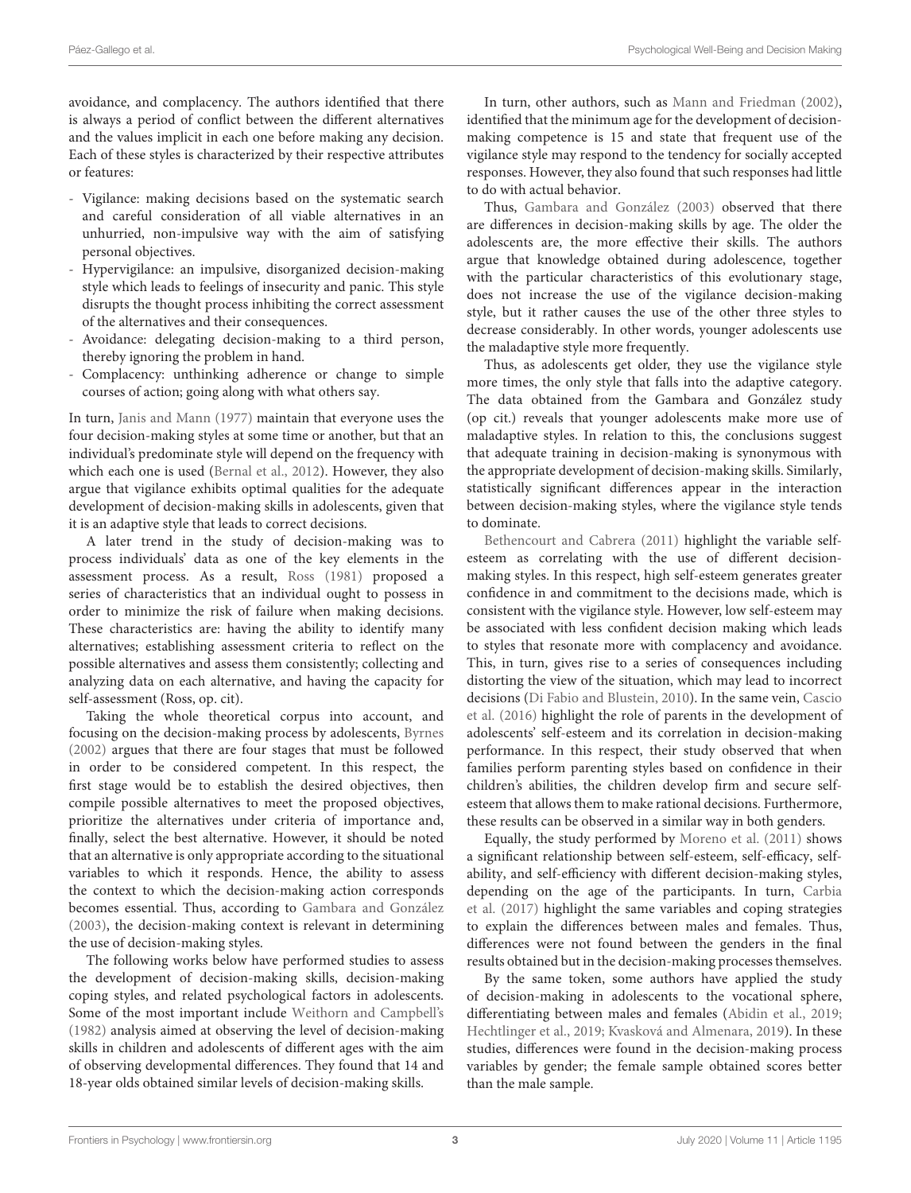avoidance, and complacency. The authors identified that there is always a period of conflict between the different alternatives and the values implicit in each one before making any decision. Each of these styles is characterized by their respective attributes or features:

- Vigilance: making decisions based on the systematic search and careful consideration of all viable alternatives in an unhurried, non-impulsive way with the aim of satisfying personal objectives.
- Hypervigilance: an impulsive, disorganized decision-making style which leads to feelings of insecurity and panic. This style disrupts the thought process inhibiting the correct assessment of the alternatives and their consequences.
- Avoidance: delegating decision-making to a third person, thereby ignoring the problem in hand.
- Complacency: unthinking adherence or change to simple courses of action; going along with what others say.

In turn, Janis and Mann (1977) maintain that everyone uses the four decision-making styles at some time or another, but that an individual's predominate style will depend on the frequency with which each one is used (Bernal et al., 2012). However, they also argue that vigilance exhibits optimal qualities for the adequate development of decision-making skills in adolescents, given that it is an adaptive style that leads to correct decisions.

A later trend in the study of decision-making was to process individuals' data as one of the key elements in the assessment process. As a result, Ross (1981) proposed a series of characteristics that an individual ought to possess in order to minimize the risk of failure when making decisions. These characteristics are: having the ability to identify many alternatives; establishing assessment criteria to reflect on the possible alternatives and assess them consistently; collecting and analyzing data on each alternative, and having the capacity for self-assessment (Ross, op. cit).

Taking the whole theoretical corpus into account, and focusing on the decision-making process by adolescents, Byrnes (2002) argues that there are four stages that must be followed in order to be considered competent. In this respect, the first stage would be to establish the desired objectives, then compile possible alternatives to meet the proposed objectives, prioritize the alternatives under criteria of importance and, finally, select the best alternative. However, it should be noted that an alternative is only appropriate according to the situational variables to which it responds. Hence, the ability to assess the context to which the decision-making action corresponds becomes essential. Thus, according to Gambara and González (2003), the decision-making context is relevant in determining the use of decision-making styles.

The following works below have performed studies to assess the development of decision-making skills, decision-making coping styles, and related psychological factors in adolescents. Some of the most important include Weithorn and Campbell's (1982) analysis aimed at observing the level of decision-making skills in children and adolescents of different ages with the aim of observing developmental differences. They found that 14 and 18-year olds obtained similar levels of decision-making skills.

In turn, other authors, such as Mann and Friedman (2002), identified that the minimum age for the development of decision-making competence is 15 and state that frequent use of the vigilance style may respond to the tendency for socially accepted responses. However, they also found that such responses had little to do with actual behavior.

Thus, Gambara and González (2003) observed that there are differences in decision-making skills by age. The older the adolescents are, the more effective their skills. The authors argue that knowledge obtained during adolescence, together with the particular characteristics of this evolutionary stage, does not increase the use of the vigilance decision-making style, but it rather causes the use of the other three styles to decrease considerably. In other words, younger adolescents use the maladaptive style more frequently.

Thus, as adolescents get older, they use the vigilance style more times, the only style that falls into the adaptive category. The data obtained from the Gambara and González study (op cit.) reveals that younger adolescents make more use of maladaptive styles. In relation to this, the conclusions suggest that adequate training in decision-making is synonymous with the appropriate development of decision-making skills. Similarly, statistically significant differences appear in the interaction between decision-making styles, where the vigilance style tends to dominate.

Bethencourt and Cabrera (2011) highlight the variable self-esteem as correlating with the use of different decision-making styles. In this respect, high self-esteem generates greater confidence in and commitment to the decisions made, which is consistent with the vigilance style. However, low self-esteem may be associated with less confident decision making which leads to styles that resonate more with complacency and avoidance. This, in turn, gives rise to a series of consequences including distorting the view of the situation, which may lead to incorrect decisions (Di Fabio and Blustein, 2010). In the same vein, Cascio et al. (2016) highlight the role of parents in the development of adolescents' self-esteem and its correlation in decision-making performance. In this respect, their study observed that when families perform parenting styles based on confidence in their children's abilities, the children develop firm and secure self-esteem that allows them to make rational decisions. Furthermore, these results can be observed in a similar way in both genders.

Equally, the study performed by Moreno et al. (2011) shows a significant relationship between self-esteem, self-efficacy, self-ability, and self-efficiency with different decision-making styles, depending on the age of the participants. In turn, Carbia et al. (2017) highlight the same variables and coping strategies to explain the differences between males and females. Thus, differences were not found between the genders in the final results obtained but in the decision-making processes themselves.

By the same token, some authors have applied the study of decision-making in adolescents to the vocational sphere, differentiating between males and females (Abidin et al., 2019; Hechtlinger et al., 2019; Kvasková and Almenara, 2019). In these studies, differences were found in the decision-making process variables by gender; the female sample obtained scores better than the male sample.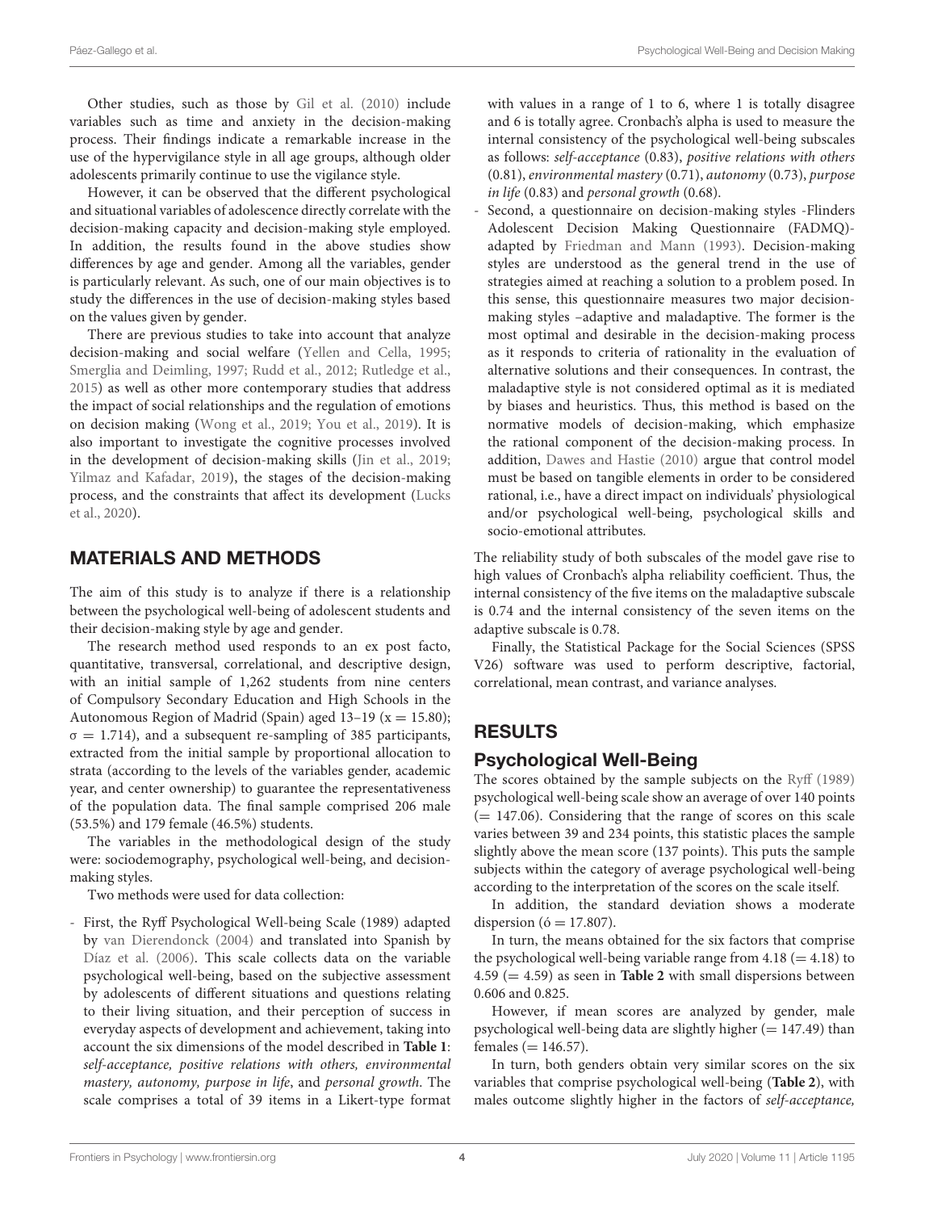Other studies, such as those by Gil et al. (2010) include variables such as time and anxiety in the decision-making process. Their findings indicate a remarkable increase in the use of the hypervigilance style in all age groups, although older adolescents primarily continue to use the vigilance style.

However, it can be observed that the different psychological and situational variables of adolescence directly correlate with the decision-making capacity and decision-making style employed. In addition, the results found in the above studies show differences by age and gender. Among all the variables, gender is particularly relevant. As such, one of our main objectives is to study the differences in the use of decision-making styles based on the values given by gender.

There are previous studies to take into account that analyze decision-making and social welfare (Yellen and Cella, 1995; Smerglia and Deimling, 1997; Rudd et al., 2012; Rutledge et al., 2015) as well as other more contemporary studies that address the impact of social relationships and the regulation of emotions on decision making (Wong et al., 2019; You et al., 2019). It is also important to investigate the cognitive processes involved in the development of decision-making skills (Jin et al., 2019; Yilmaz and Kafadar, 2019), the stages of the decision-making process, and the constraints that affect its development (Lucks et al., 2020).

## MATERIALS AND METHODS

The aim of this study is to analyze if there is a relationship between the psychological well-being of adolescent students and their decision-making style by age and gender.

The research method used responds to an ex post facto, quantitative, transversal, correlational, and descriptive design, with an initial sample of 1,262 students from nine centers of Compulsory Secondary Education and High Schools in the Autonomous Region of Madrid (Spain) aged 13–19 (x = 15.80); σ = 1.714), and a subsequent re-sampling of 385 participants, extracted from the initial sample by proportional allocation to strata (according to the levels of the variables gender, academic year, and center ownership) to guarantee the representativeness of the population data. The final sample comprised 206 male (53.5%) and 179 female (46.5%) students.

The variables in the methodological design of the study were: sociodemography, psychological well-being, and decision-making styles.

Two methods were used for data collection:

- First, the Ryff Psychological Well-being Scale (1989) adapted by van Dierendonck (2004) and translated into Spanish by Díaz et al. (2006). This scale collects data on the variable psychological well-being, based on the subjective assessment by adolescents of different situations and questions relating to their living situation, and their perception of success in everyday aspects of development and achievement, taking into account the six dimensions of the model described in **Table 1**: *self-acceptance, positive relations with others, environmental mastery, autonomy, purpose in life*, and *personal growth*. The scale comprises a total of 39 items in a Likert-type format with values in a range of 1 to 6, where 1 is totally disagree and 6 is totally agree. Cronbach's alpha is used to measure the internal consistency of the psychological well-being subscales as follows: *self-acceptance* (0.83), *positive relations with others* (0.81), *environmental mastery* (0.71), *autonomy* (0.73), *purpose in life* (0.83) and *personal growth* (0.68).
- Second, a questionnaire on decision-making styles -Flinders Adolescent Decision Making Questionnaire (FADMQ)-adapted by Friedman and Mann (1993). Decision-making styles are understood as the general trend in the use of strategies aimed at reaching a solution to a problem posed. In this sense, this questionnaire measures two major decision-making styles –adaptive and maladaptive. The former is the most optimal and desirable in the decision-making process as it responds to criteria of rationality in the evaluation of alternative solutions and their consequences. In contrast, the maladaptive style is not considered optimal as it is mediated by biases and heuristics. Thus, this method is based on the normative models of decision-making, which emphasize the rational component of the decision-making process. In addition, Dawes and Hastie (2010) argue that control model must be based on tangible elements in order to be considered rational, i.e., have a direct impact on individuals' physiological and/or psychological well-being, psychological skills and socio-emotional attributes.

The reliability study of both subscales of the model gave rise to high values of Cronbach's alpha reliability coefficient. Thus, the internal consistency of the five items on the maladaptive subscale is 0.74 and the internal consistency of the seven items on the adaptive subscale is 0.78.

Finally, the Statistical Package for the Social Sciences (SPSS V26) software was used to perform descriptive, factorial, correlational, mean contrast, and variance analyses.

## RESULTS

### Psychological Well-Being

The scores obtained by the sample subjects on the Ryff (1989) psychological well-being scale show an average of over 140 points (= 147.06). Considering that the range of scores on this scale varies between 39 and 234 points, this statistic places the sample slightly above the mean score (137 points). This puts the sample subjects within the category of average psychological well-being according to the interpretation of the scores on the scale itself.

In addition, the standard deviation shows a moderate dispersion (ó = 17.807).

In turn, the means obtained for the six factors that comprise the psychological well-being variable range from 4.18 (= 4.18) to 4.59 (= 4.59) as seen in **Table 2** with small dispersions between 0.606 and 0.825.

However, if mean scores are analyzed by gender, male psychological well-being data are slightly higher (= 147.49) than females (= 146.57).

In turn, both genders obtain very similar scores on the six variables that comprise psychological well-being (**Table 2**), with males outcome slightly higher in the factors of *self-acceptance,*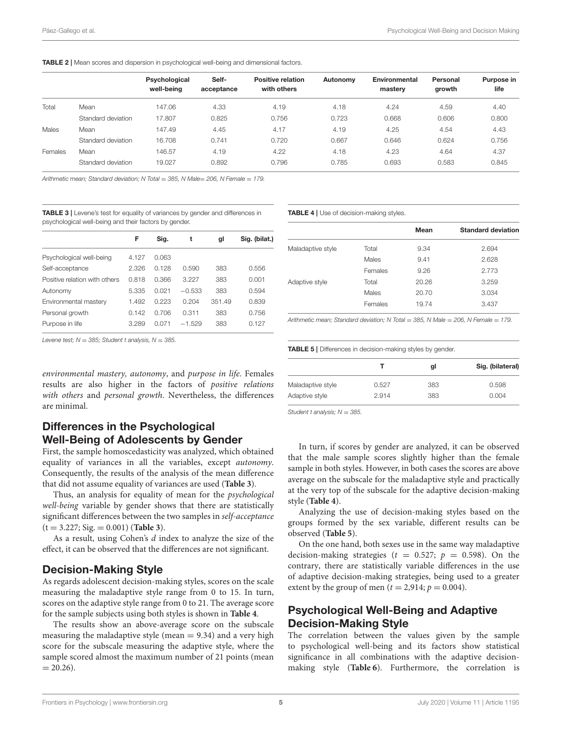**TABLE 2 |** Mean scores and dispersion in psychological well-being and dimensional factors.

| | | Psychological well-being | Self-acceptance | Positive relation with others | Autonomy | Environmental mastery | Personal growth | Purpose in life |
|---|---|---|---|---|---|---|---|---|
| Total | Mean | 147.06 | 4.33 | 4.19 | 4.18 | 4.24 | 4.59 | 4.40 |
| | Standard deviation | 17.807 | 0.825 | 0.756 | 0.723 | 0.668 | 0.606 | 0.800 |
| Males | Mean | 147.49 | 4.45 | 4.17 | 4.19 | 4.25 | 4.54 | 4.43 |
| | Standard deviation | 16.708 | 0.741 | 0.720 | 0.667 | 0.646 | 0.624 | 0.756 |
| Females | Mean | 146.57 | 4.19 | 4.22 | 4.18 | 4.23 | 4.64 | 4.37 |
| | Standard deviation | 19.027 | 0.892 | 0.796 | 0.785 | 0.693 | 0.583 | 0.845 |

*Arithmetic mean; Standard deviation; N Total = 385, N Male= 206, N Female = 179.*

**TABLE 3 |** Levene's test for equality of variances by gender and differences in psychological well-being and their factors by gender.

| | F | Sig. | t | gl | Sig. (bilat.) |
|---|---|---|---|---|---|
| Psychological well-being | 4.127 | 0.063 | | | |
| Self-acceptance | 2.326 | 0.128 | 0.590 | 383 | 0.556 |
| Positive relation with others | 0.818 | 0.366 | 3.227 | 383 | 0.001 |
| Autonomy | 5.335 | 0.021 | −0.533 | 383 | 0.594 |
| Environmental mastery | 1.492 | 0.223 | 0.204 | 351.49 | 0.839 |
| Personal growth | 0.142 | 0.706 | 0.311 | 383 | 0.756 |
| Purpose in life | 3.289 | 0.071 | −1.529 | 383 | 0.127 |

*Levene test; N = 385; Student t analysis, N = 385.*

*environmental mastery, autonomy*, and *purpose in life*. Females results are also higher in the factors of *positive relations with others* and *personal growth*. Nevertheless, the differences are minimal.

## Differences in the Psychological Well-Being of Adolescents by Gender

First, the sample homoscedasticity was analyzed, which obtained equality of variances in all the variables, except *autonomy*. Consequently, the results of the analysis of the mean difference that did not assume equality of variances are used (**Table 3**).

Thus, an analysis for equality of mean for the *psychological well-being* variable by gender shows that there are statistically significant differences between the two samples in *self-acceptance* ($t = 3.227$; Sig. = 0.001) (**Table 3**).

As a result, using Cohen's *d* index to analyze the size of the effect, it can be observed that the differences are not significant.

## Decision-Making Style

As regards adolescent decision-making styles, scores on the scale measuring the maladaptive style range from 0 to 15. In turn, scores on the adaptive style range from 0 to 21. The average score for the sample subjects using both styles is shown in **Table 4**.

The results show an above-average score on the subscale measuring the maladaptive style (mean = 9.34) and a very high score for the subscale measuring the adaptive style, where the sample scored almost the maximum number of 21 points (mean = 20.26).

**TABLE 4 |** Use of decision-making styles.

| | | Mean | Standard deviation |
|---|---|---|---|
| Maladaptive style | Total | 9.34 | 2.694 |
| | Males | 9.41 | 2.628 |
| | Females | 9.26 | 2.773 |
| Adaptive style | Total | 20.26 | 3.259 |
| | Males | 20.70 | 3.034 |
| | Females | 19.74 | 3.437 |

*Arithmetic mean; Standard deviation; N Total = 385, N Male = 206, N Female = 179.*

**TABLE 5 |** Differences in decision-making styles by gender.

| | T | gl | Sig. (bilateral) |
|---|---|---|---|
| Maladaptive style | 0.527 | 383 | 0.598 |
| Adaptive style | 2.914 | 383 | 0.004 |

*Student t analysis; N = 385.*

In turn, if scores by gender are analyzed, it can be observed that the male sample scores slightly higher than the female sample in both styles. However, in both cases the scores are above average on the subscale for the maladaptive style and practically at the very top of the subscale for the adaptive decision-making style (**Table 4**).

Analyzing the use of decision-making styles based on the groups formed by the sex variable, different results can be observed (**Table 5**).

On the one hand, both sexes use in the same way maladaptive decision-making strategies ($t = 0.527$; $p = 0.598$). On the contrary, there are statistically variable differences in the use of adaptive decision-making strategies, being used to a greater extent by the group of men ($t = 2{,}914$; $p = 0.004$).

## Psychological Well-Being and Adaptive Decision-Making Style

The correlation between the values given by the sample to psychological well-being and its factors show statistical significance in all combinations with the adaptive decision-making style (**Table 6**). Furthermore, the correlation is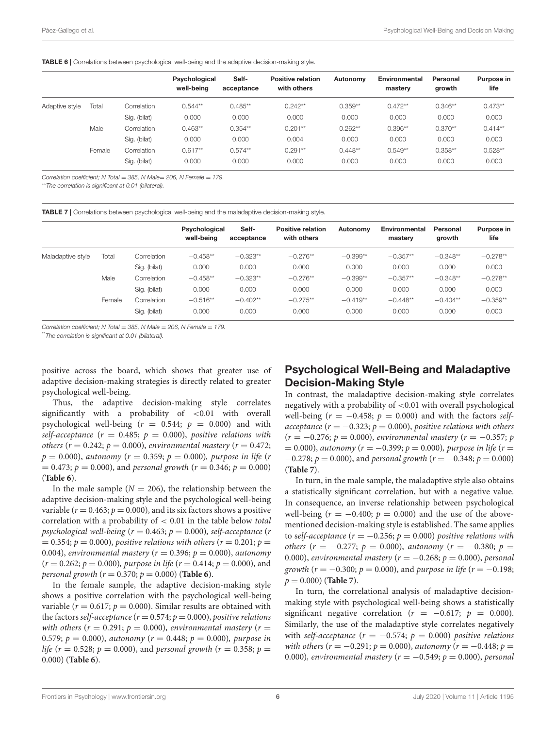**TABLE 6 |** Correlations between psychological well-being and the adaptive decision-making style.

| | | | Psychological well-being | Self-acceptance | Positive relation with others | Autonomy | Environmental mastery | Personal growth | Purpose in life |
|---|---|---|---|---|---|---|---|---|---|
| Adaptive style | Total | Correlation | 0.544** | 0.485** | 0.242** | 0.359** | 0.472** | 0.346** | 0.473** |
| | | Sig. (bilat) | 0.000 | 0.000 | 0.000 | 0.000 | 0.000 | 0.000 | 0.000 |
| | Male | Correlation | 0.463** | 0.354** | 0.201** | 0.262** | 0.396** | 0.370** | 0.414** |
| | | Sig. (bilat) | 0.000 | 0.000 | 0.004 | 0.000 | 0.000 | 0.000 | 0.000 |
| | Female | Correlation | 0.617** | 0.574** | 0.291** | 0.448** | 0.549** | 0.358** | 0.528** |
| | | Sig. (bilat) | 0.000 | 0.000 | 0.000 | 0.000 | 0.000 | 0.000 | 0.000 |

*Correlation coefficient; N Total = 385, N Male= 206, N Female = 179.*

*\*\*The correlation is significant at 0.01 (bilateral).*

**TABLE 7 |** Correlations between psychological well-being and the maladaptive decision-making style.

| | | | Psychological well-being | Self-acceptance | Positive relation with others | Autonomy | Environmental mastery | Personal growth | Purpose in life |
|---|---|---|---|---|---|---|---|---|---|
| Maladaptive style | Total | Correlation | −0.458** | −0.323** | −0.276** | −0.399** | −0.357** | −0.348** | −0.278** |
| | | Sig. (bilat) | 0.000 | 0.000 | 0.000 | 0.000 | 0.000 | 0.000 | 0.000 |
| | Male | Correlation | −0.458** | −0.323** | −0.276** | −0.399** | −0.357** | −0.348** | −0.278** |
| | | Sig. (bilat) | 0.000 | 0.000 | 0.000 | 0.000 | 0.000 | 0.000 | 0.000 |
| | Female | Correlation | −0.516** | −0.402** | −0.275** | −0.419** | −0.448** | −0.404** | −0.359** |
| | | Sig. (bilat) | 0.000 | 0.000 | 0.000 | 0.000 | 0.000 | 0.000 | 0.000 |

*Correlation coefficient; N Total = 385, N Male = 206, N Female = 179.*

*\*\*The correlation is significant at 0.01 (bilateral).*

positive across the board, which shows that greater use of adaptive decision-making strategies is directly related to greater psychological well-being.

Thus, the adaptive decision-making style correlates significantly with a probability of $<0.01$ with overall psychological well-being ($r = 0.544$; $p = 0.000$) and with *self-acceptance* ($r = 0.485$; $p = 0.000$), *positive relations with others* ($r = 0.242$; $p = 0.000$), *environmental mastery* ($r = 0.472$; $p = 0.000$), *autonomy* ($r = 0.359$; $p = 0.000$), *purpose in life* ($r = 0.473$; $p = 0.000$), and *personal growth* ($r = 0.346$; $p = 0.000$) (**Table 6**).

In the male sample ($N = 206$), the relationship between the adaptive decision-making style and the psychological well-being variable ($r = 0.463$; $p = 0.000$), and its six factors shows a positive correlation with a probability of $< 0.01$ in the table below *total psychological well-being* ($r = 0.463$; $p = 0.000$), *self-acceptance* ($r = 0.354$; $p = 0.000$), *positive relations with others* ($r = 0.201$; $p = 0.004$), *environmental mastery* ($r = 0.396$; $p = 0.000$), *autonomy* ($r = 0.262$; $p = 0.000$), *purpose in life* ($r = 0.414$; $p = 0.000$), and *personal growth* ($r = 0.370$; $p = 0.000$) (**Table 6**).

In the female sample, the adaptive decision-making style shows a positive correlation with the psychological well-being variable ($r = 0.617$; $p = 0.000$). Similar results are obtained with the factors *self-acceptance* ($r = 0.574$; $p = 0.000$), *positive relations with others* ($r = 0.291$; $p = 0.000$), *environmental mastery* ($r = 0.579$; $p = 0.000$), *autonomy* ($r = 0.448$; $p = 0.000$), *purpose in life* ($r = 0.528$; $p = 0.000$), and *personal growth* ($r = 0.358$; $p = 0.000$) (**Table 6**).

## Psychological Well-Being and Maladaptive Decision-Making Style

In contrast, the maladaptive decision-making style correlates negatively with a probability of $<0.01$ with overall psychological well-being ($r = -0.458$; $p = 0.000$) and with the factors *self-acceptance* ($r = -0.323$; $p = 0.000$), *positive relations with others* ($r = -0.276$; $p = 0.000$), *environmental mastery* ($r = -0.357$; $p = 0.000$), *autonomy* ($r = -0.399$; $p = 0.000$), *purpose in life* ($r = -0.278$; $p = 0.000$), and *personal growth* ($r = -0.348$; $p = 0.000$) (**Table 7**).

In turn, in the male sample, the maladaptive style also obtains a statistically significant correlation, but with a negative value. In consequence, an inverse relationship between psychological well-being ($r = -0.400$; $p = 0.000$) and the use of the above-mentioned decision-making style is established. The same applies to *self-acceptance* ($r = -0.256$; $p = 0.000$) *positive relations with others* ($r = -0.277$; $p = 0.000$), *autonomy* ($r = -0.380$; $p = 0.000$), *environmental mastery* ($r = -0.268$; $p = 0.000$), *personal growth* ($r = -0.300$; $p = 0.000$), and *purpose in life* ($r = -0.198$; $p = 0.000$) (**Table 7**).

In turn, the correlational analysis of maladaptive decision-making style with psychological well-being shows a statistically significant negative correlation ($r = -0.617$; $p = 0.000$). Similarly, the use of the maladaptive style correlates negatively with *self-acceptance* ($r = -0.574$; $p = 0.000$) *positive relations with others* ($r = -0.291$; $p = 0.000$), *autonomy* ($r = -0.448$; $p = 0.000$), *environmental mastery* ($r = -0.549$; $p = 0.000$), *personal*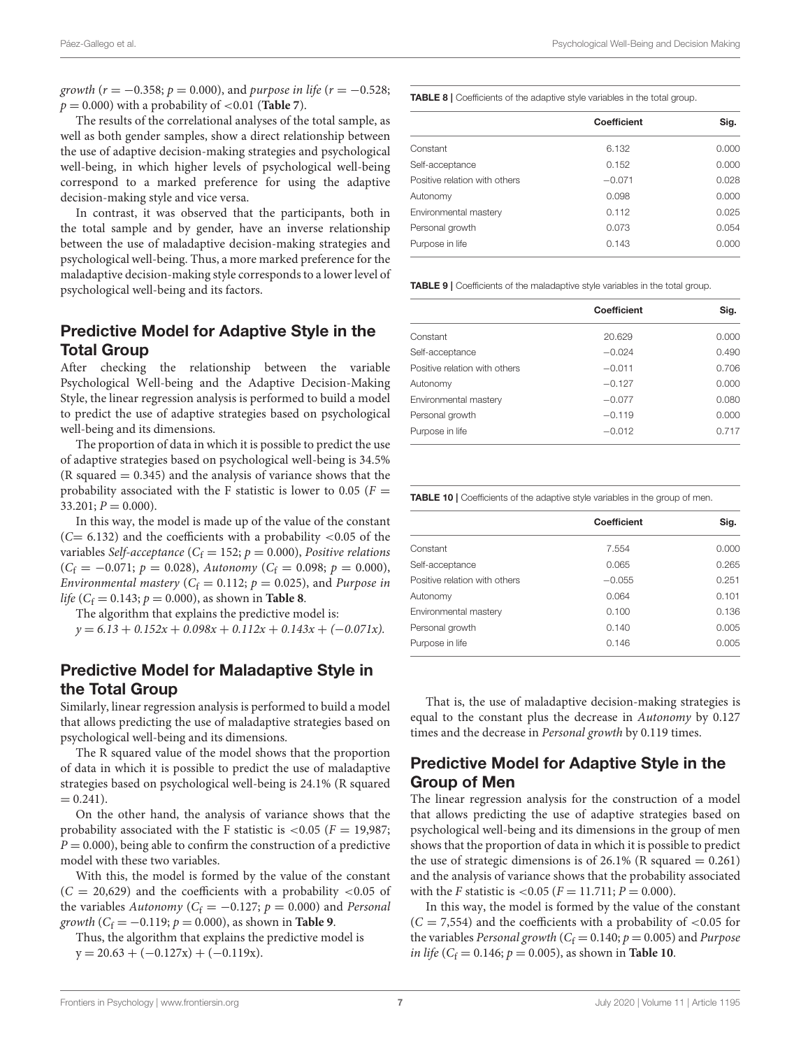*growth* ($r = -0.358$; $p = 0.000$), and *purpose in life* ($r = -0.528$; $p = 0.000$) with a probability of <0.01 (**Table 7**).

The results of the correlational analyses of the total sample, as well as both gender samples, show a direct relationship between the use of adaptive decision-making strategies and psychological well-being, in which higher levels of psychological well-being correspond to a marked preference for using the adaptive decision-making style and vice versa.

In contrast, it was observed that the participants, both in the total sample and by gender, have an inverse relationship between the use of maladaptive decision-making strategies and psychological well-being. Thus, a more marked preference for the maladaptive decision-making style corresponds to a lower level of psychological well-being and its factors.

## Predictive Model for Adaptive Style in the Total Group

After checking the relationship between the variable Psychological Well-being and the Adaptive Decision-Making Style, the linear regression analysis is performed to build a model to predict the use of adaptive strategies based on psychological well-being and its dimensions.

The proportion of data in which it is possible to predict the use of adaptive strategies based on psychological well-being is 34.5% (R squared = 0.345) and the analysis of variance shows that the probability associated with the F statistic is lower to 0.05 ($F = 33.201$; $P = 0.000$).

In this way, the model is made up of the value of the constant ($C = 6.132$) and the coefficients with a probability <0.05 of the variables *Self-acceptance* ($C_f = 152$; $p = 0.000$), *Positive relations* ($C_f = -0.071$; $p = 0.028$), *Autonomy* ($C_f = 0.098$; $p = 0.000$), *Environmental mastery* ($C_f = 0.112$; $p = 0.025$), and *Purpose in life* ($C_f = 0.143$; $p = 0.000$), as shown in **Table 8**.

The algorithm that explains the predictive model is:

$$y = 6.13 + 0.152x + 0.098x + 0.112x + 0.143x + (-0.071x).$$

**TABLE 8** | Coefficients of the adaptive style variables in the total group.

| | Coefficient | Sig. |
|---|---|---|
| Constant | 6.132 | 0.000 |
| Self-acceptance | 0.152 | 0.000 |
| Positive relation with others | −0.071 | 0.028 |
| Autonomy | 0.098 | 0.000 |
| Environmental mastery | 0.112 | 0.025 |
| Personal growth | 0.073 | 0.054 |
| Purpose in life | 0.143 | 0.000 |

## Predictive Model for Maladaptive Style in the Total Group

Similarly, linear regression analysis is performed to build a model that allows predicting the use of maladaptive strategies based on psychological well-being and its dimensions.

The R squared value of the model shows that the proportion of data in which it is possible to predict the use of maladaptive strategies based on psychological well-being is 24.1% (R squared = 0.241).

On the other hand, the analysis of variance shows that the probability associated with the F statistic is <0.05 ($F = 19{,}987$; $P = 0.000$), being able to confirm the construction of a predictive model with these two variables.

With this, the model is formed by the value of the constant ($C = 20{,}629$) and the coefficients with a probability <0.05 of the variables *Autonomy* ($C_f = -0.127$; $p = 0.000$) and *Personal growth* ($C_f = -0.119$; $p = 0.000$), as shown in **Table 9**.

Thus, the algorithm that explains the predictive model is

$$y = 20.63 + (-0.127x) + (-0.119x).$$

**TABLE 9** | Coefficients of the maladaptive style variables in the total group.

| | Coefficient | Sig. |
|---|---|---|
| Constant | 20.629 | 0.000 |
| Self-acceptance | −0.024 | 0.490 |
| Positive relation with others | −0.011 | 0.706 |
| Autonomy | −0.127 | 0.000 |
| Environmental mastery | −0.077 | 0.080 |
| Personal growth | −0.119 | 0.000 |
| Purpose in life | −0.012 | 0.717 |

**TABLE 10** | Coefficients of the adaptive style variables in the group of men.

| | Coefficient | Sig. |
|---|---|---|
| Constant | 7.554 | 0.000 |
| Self-acceptance | 0.065 | 0.265 |
| Positive relation with others | −0.055 | 0.251 |
| Autonomy | 0.064 | 0.101 |
| Environmental mastery | 0.100 | 0.136 |
| Personal growth | 0.140 | 0.005 |
| Purpose in life | 0.146 | 0.005 |

That is, the use of maladaptive decision-making strategies is equal to the constant plus the decrease in *Autonomy* by 0.127 times and the decrease in *Personal growth* by 0.119 times.

## Predictive Model for Adaptive Style in the Group of Men

The linear regression analysis for the construction of a model that allows predicting the use of adaptive strategies based on psychological well-being and its dimensions in the group of men shows that the proportion of data in which it is possible to predict the use of strategic dimensions is of 26.1% (R squared = 0.261) and the analysis of variance shows that the probability associated with the *F* statistic is <0.05 ($F = 11.711$; $P = 0.000$).

In this way, the model is formed by the value of the constant ($C = 7{,}554$) and the coefficients with a probability of <0.05 for the variables *Personal growth* ($C_f = 0.140$; $p = 0.005$) and *Purpose in life* ($C_f = 0.146$; $p = 0.005$), as shown in **Table 10**.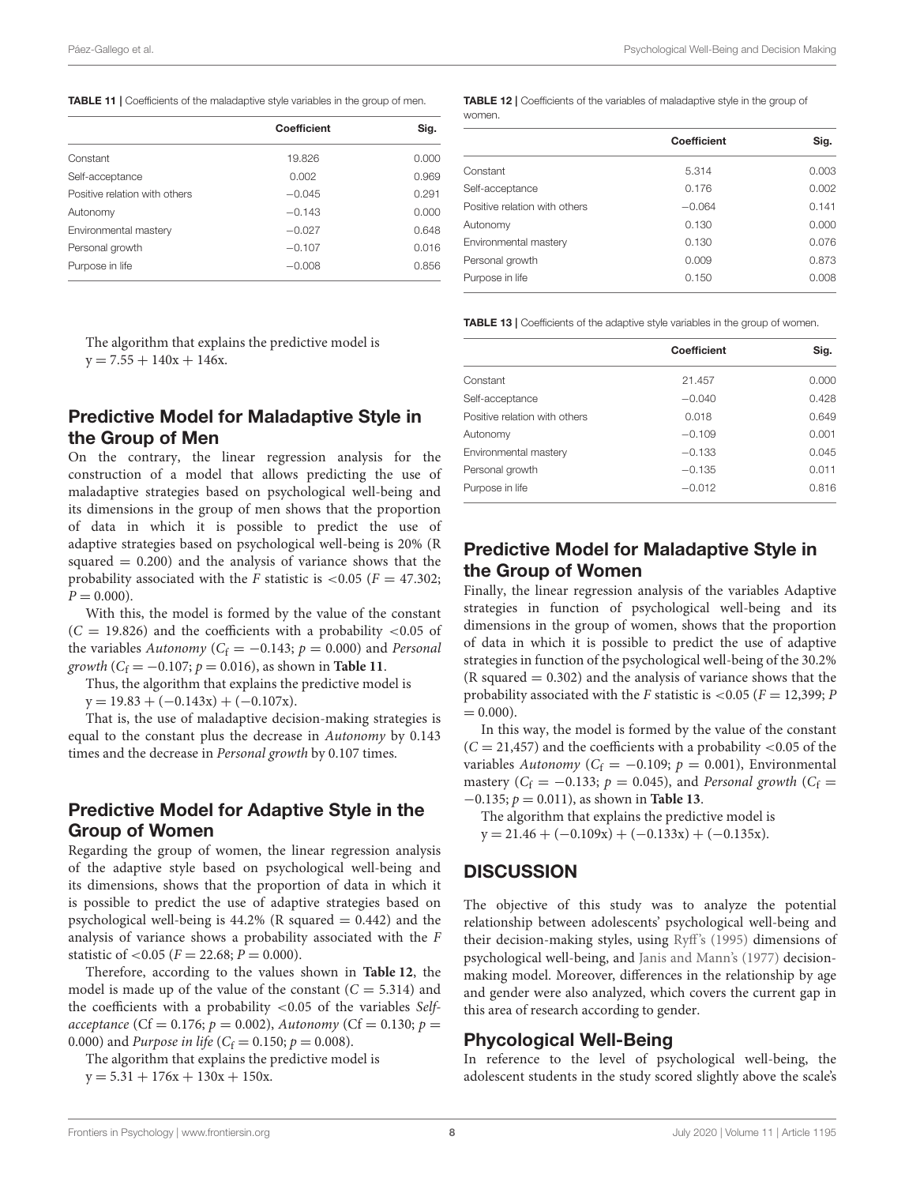**TABLE 11** | Coefficients of the maladaptive style variables in the group of men.

| | Coefficient | Sig. |
|---|---|---|
| Constant | 19.826 | 0.000 |
| Self-acceptance | 0.002 | 0.969 |
| Positive relation with others | −0.045 | 0.291 |
| Autonomy | −0.143 | 0.000 |
| Environmental mastery | −0.027 | 0.648 |
| Personal growth | −0.107 | 0.016 |
| Purpose in life | −0.008 | 0.856 |

The algorithm that explains the predictive model is
$y = 7.55 + 140x + 146x$.

## Predictive Model for Maladaptive Style in the Group of Men

On the contrary, the linear regression analysis for the construction of a model that allows predicting the use of maladaptive strategies based on psychological well-being and its dimensions in the group of men shows that the proportion of data in which it is possible to predict the use of adaptive strategies based on psychological well-being is 20% (R squared = 0.200) and the analysis of variance shows that the probability associated with the $F$ statistic is <0.05 ($F = 47.302$; $P = 0.000$).

With this, the model is formed by the value of the constant ($C = 19.826$) and the coefficients with a probability <0.05 of the variables *Autonomy* ($C_f = -0.143$; $p = 0.000$) and *Personal growth* ($C_f = -0.107$; $p = 0.016$), as shown in **Table 11**.

Thus, the algorithm that explains the predictive model is
$y = 19.83 + (-0.143x) + (-0.107x)$.

That is, the use of maladaptive decision-making strategies is equal to the constant plus the decrease in *Autonomy* by 0.143 times and the decrease in *Personal growth* by 0.107 times.

## Predictive Model for Adaptive Style in the Group of Women

Regarding the group of women, the linear regression analysis of the adaptive style based on psychological well-being and its dimensions, shows that the proportion of data in which it is possible to predict the use of adaptive strategies based on psychological well-being is 44.2% (R squared = 0.442) and the analysis of variance shows a probability associated with the $F$ statistic of <0.05 ($F = 22.68$; $P = 0.000$).

Therefore, according to the values shown in **Table 12**, the model is made up of the value of the constant ($C = 5.314$) and the coefficients with a probability <0.05 of the variables *Self-acceptance* (Cf = 0.176; $p = 0.002$), *Autonomy* (Cf = 0.130; $p = 0.000$) and *Purpose in life* ($C_f = 0.150$; $p = 0.008$).

The algorithm that explains the predictive model is
$y = 5.31 + 176x + 130x + 150x$.

**TABLE 12** | Coefficients of the variables of maladaptive style in the group of women.

| | Coefficient | Sig. |
|---|---|---|
| Constant | 5.314 | 0.003 |
| Self-acceptance | 0.176 | 0.002 |
| Positive relation with others | −0.064 | 0.141 |
| Autonomy | 0.130 | 0.000 |
| Environmental mastery | 0.130 | 0.076 |
| Personal growth | 0.009 | 0.873 |
| Purpose in life | 0.150 | 0.008 |

**TABLE 13** | Coefficients of the adaptive style variables in the group of women.

| | Coefficient | Sig. |
|---|---|---|
| Constant | 21.457 | 0.000 |
| Self-acceptance | −0.040 | 0.428 |
| Positive relation with others | 0.018 | 0.649 |
| Autonomy | −0.109 | 0.001 |
| Environmental mastery | −0.133 | 0.045 |
| Personal growth | −0.135 | 0.011 |
| Purpose in life | −0.012 | 0.816 |

## Predictive Model for Maladaptive Style in the Group of Women

Finally, the linear regression analysis of the variables Adaptive strategies in function of psychological well-being and its dimensions in the group of women, shows that the proportion of data in which it is possible to predict the use of adaptive strategies in function of the psychological well-being of the 30.2% (R squared = 0.302) and the analysis of variance shows that the probability associated with the $F$ statistic is <0.05 ($F = 12{,}399$; $P = 0.000$).

In this way, the model is formed by the value of the constant ($C = 21{,}457$) and the coefficients with a probability <0.05 of the variables *Autonomy* ($C_f = -0.109$; $p = 0.001$), Environmental mastery ($C_f = -0.133$; $p = 0.045$), and *Personal growth* ($C_f = -0.135$; $p = 0.011$), as shown in **Table 13**.

The algorithm that explains the predictive model is
$y = 21.46 + (-0.109x) + (-0.133x) + (-0.135x)$.

# DISCUSSION

The objective of this study was to analyze the potential relationship between adolescents' psychological well-being and their decision-making styles, using Ryff's (1995) dimensions of psychological well-being, and Janis and Mann's (1977) decision-making model. Moreover, differences in the relationship by age and gender were also analyzed, which covers the current gap in this area of research according to gender.

## Phycological Well-Being

In reference to the level of psychological well-being, the adolescent students in the study scored slightly above the scale's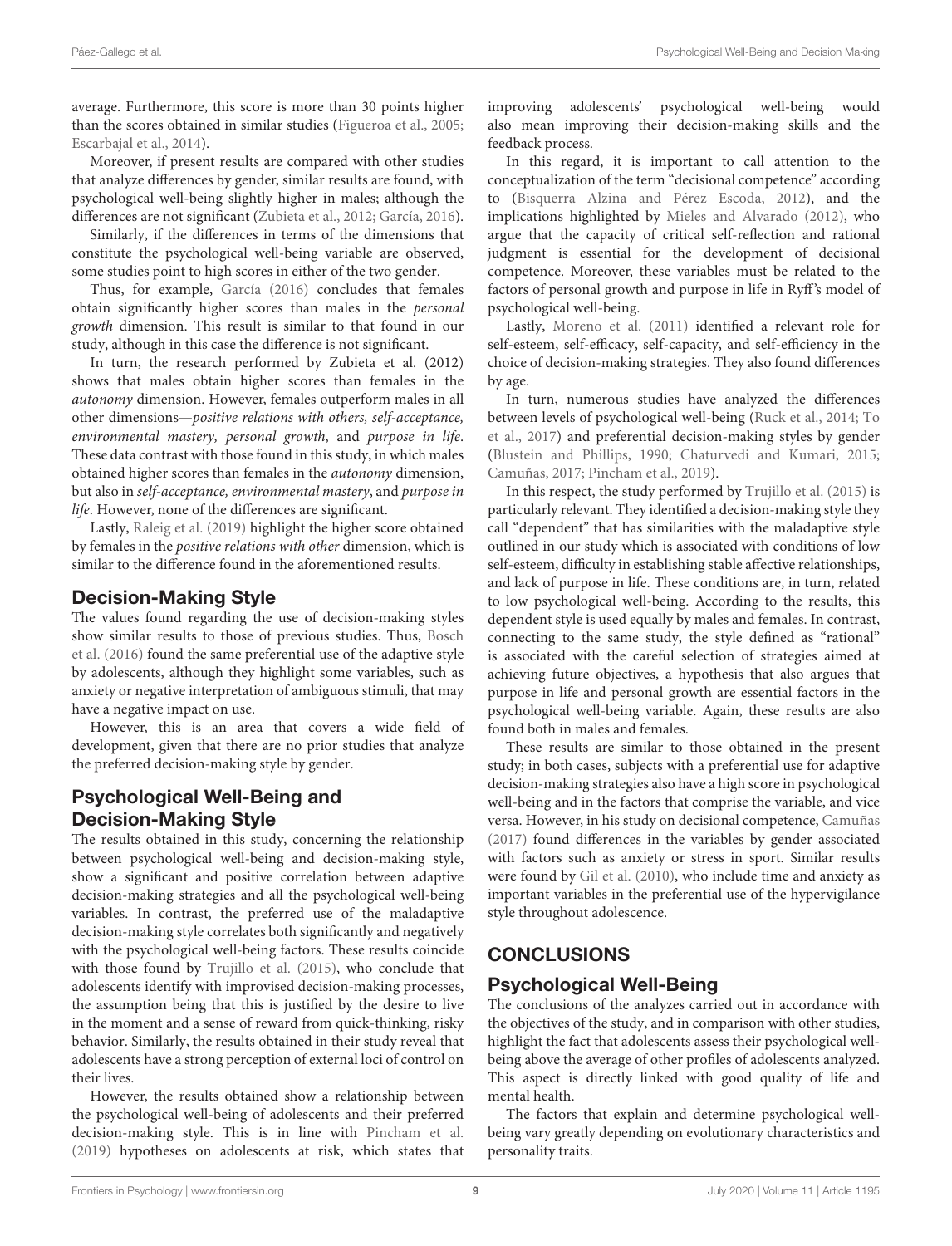average. Furthermore, this score is more than 30 points higher than the scores obtained in similar studies (Figueroa et al., 2005; Escarbajal et al., 2014).

Moreover, if present results are compared with other studies that analyze differences by gender, similar results are found, with psychological well-being slightly higher in males; although the differences are not significant (Zubieta et al., 2012; García, 2016).

Similarly, if the differences in terms of the dimensions that constitute the psychological well-being variable are observed, some studies point to high scores in either of the two gender.

Thus, for example, García (2016) concludes that females obtain significantly higher scores than males in the *personal growth* dimension. This result is similar to that found in our study, although in this case the difference is not significant.

In turn, the research performed by Zubieta et al. (2012) shows that males obtain higher scores than females in the *autonomy* dimension. However, females outperform males in all other dimensions—*positive relations with others, self-acceptance, environmental mastery, personal growth*, and *purpose in life*. These data contrast with those found in this study, in which males obtained higher scores than females in the *autonomy* dimension, but also in *self-acceptance, environmental mastery*, and *purpose in life*. However, none of the differences are significant.

Lastly, Raleig et al. (2019) highlight the higher score obtained by females in the *positive relations with other* dimension, which is similar to the difference found in the aforementioned results.

## Decision-Making Style

The values found regarding the use of decision-making styles show similar results to those of previous studies. Thus, Bosch et al. (2016) found the same preferential use of the adaptive style by adolescents, although they highlight some variables, such as anxiety or negative interpretation of ambiguous stimuli, that may have a negative impact on use.

However, this is an area that covers a wide field of development, given that there are no prior studies that analyze the preferred decision-making style by gender.

## Psychological Well-Being and Decision-Making Style

The results obtained in this study, concerning the relationship between psychological well-being and decision-making style, show a significant and positive correlation between adaptive decision-making strategies and all the psychological well-being variables. In contrast, the preferred use of the maladaptive decision-making style correlates both significantly and negatively with the psychological well-being factors. These results coincide with those found by Trujillo et al. (2015), who conclude that adolescents identify with improvised decision-making processes, the assumption being that this is justified by the desire to live in the moment and a sense of reward from quick-thinking, risky behavior. Similarly, the results obtained in their study reveal that adolescents have a strong perception of external loci of control on their lives.

However, the results obtained show a relationship between the psychological well-being of adolescents and their preferred decision-making style. This is in line with Pincham et al. (2019) hypotheses on adolescents at risk, which states that improving adolescents' psychological well-being would also mean improving their decision-making skills and the feedback process.

In this regard, it is important to call attention to the conceptualization of the term "decisional competence" according to (Bisquerra Alzina and Pérez Escoda, 2012), and the implications highlighted by Mieles and Alvarado (2012), who argue that the capacity of critical self-reflection and rational judgment is essential for the development of decisional competence. Moreover, these variables must be related to the factors of personal growth and purpose in life in Ryff's model of psychological well-being.

Lastly, Moreno et al. (2011) identified a relevant role for self-esteem, self-efficacy, self-capacity, and self-efficiency in the choice of decision-making strategies. They also found differences by age.

In turn, numerous studies have analyzed the differences between levels of psychological well-being (Ruck et al., 2014; To et al., 2017) and preferential decision-making styles by gender (Blustein and Phillips, 1990; Chaturvedi and Kumari, 2015; Camuñas, 2017; Pincham et al., 2019).

In this respect, the study performed by Trujillo et al. (2015) is particularly relevant. They identified a decision-making style they call "dependent" that has similarities with the maladaptive style outlined in our study which is associated with conditions of low self-esteem, difficulty in establishing stable affective relationships, and lack of purpose in life. These conditions are, in turn, related to low psychological well-being. According to the results, this dependent style is used equally by males and females. In contrast, connecting to the same study, the style defined as "rational" is associated with the careful selection of strategies aimed at achieving future objectives, a hypothesis that also argues that purpose in life and personal growth are essential factors in the psychological well-being variable. Again, these results are also found both in males and females.

These results are similar to those obtained in the present study; in both cases, subjects with a preferential use for adaptive decision-making strategies also have a high score in psychological well-being and in the factors that comprise the variable, and vice versa. However, in his study on decisional competence, Camuñas (2017) found differences in the variables by gender associated with factors such as anxiety or stress in sport. Similar results were found by Gil et al. (2010), who include time and anxiety as important variables in the preferential use of the hypervigilance style throughout adolescence.

# CONCLUSIONS

## Psychological Well-Being

The conclusions of the analyzes carried out in accordance with the objectives of the study, and in comparison with other studies, highlight the fact that adolescents assess their psychological well-being above the average of other profiles of adolescents analyzed. This aspect is directly linked with good quality of life and mental health.

The factors that explain and determine psychological well-being vary greatly depending on evolutionary characteristics and personality traits.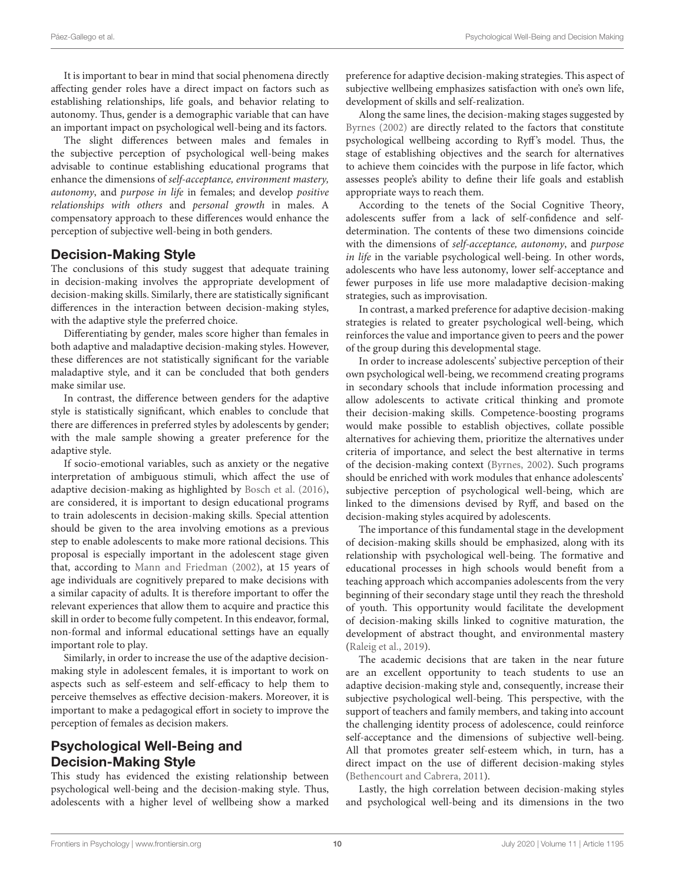It is important to bear in mind that social phenomena directly affecting gender roles have a direct impact on factors such as establishing relationships, life goals, and behavior relating to autonomy. Thus, gender is a demographic variable that can have an important impact on psychological well-being and its factors.

The slight differences between males and females in the subjective perception of psychological well-being makes advisable to continue establishing educational programs that enhance the dimensions of *self-acceptance, environment mastery, autonomy*, and *purpose in life* in females; and develop *positive relationships with others* and *personal growth* in males. A compensatory approach to these differences would enhance the perception of subjective well-being in both genders.

## Decision-Making Style

The conclusions of this study suggest that adequate training in decision-making involves the appropriate development of decision-making skills. Similarly, there are statistically significant differences in the interaction between decision-making styles, with the adaptive style the preferred choice.

Differentiating by gender, males score higher than females in both adaptive and maladaptive decision-making styles. However, these differences are not statistically significant for the variable maladaptive style, and it can be concluded that both genders make similar use.

In contrast, the difference between genders for the adaptive style is statistically significant, which enables to conclude that there are differences in preferred styles by adolescents by gender; with the male sample showing a greater preference for the adaptive style.

If socio-emotional variables, such as anxiety or the negative interpretation of ambiguous stimuli, which affect the use of adaptive decision-making as highlighted by Bosch et al. (2016), are considered, it is important to design educational programs to train adolescents in decision-making skills. Special attention should be given to the area involving emotions as a previous step to enable adolescents to make more rational decisions. This proposal is especially important in the adolescent stage given that, according to Mann and Friedman (2002), at 15 years of age individuals are cognitively prepared to make decisions with a similar capacity of adults. It is therefore important to offer the relevant experiences that allow them to acquire and practice this skill in order to become fully competent. In this endeavor, formal, non-formal and informal educational settings have an equally important role to play.

Similarly, in order to increase the use of the adaptive decision-making style in adolescent females, it is important to work on aspects such as self-esteem and self-efficacy to help them to perceive themselves as effective decision-makers. Moreover, it is important to make a pedagogical effort in society to improve the perception of females as decision makers.

## Psychological Well-Being and Decision-Making Style

This study has evidenced the existing relationship between psychological well-being and the decision-making style. Thus, adolescents with a higher level of wellbeing show a marked preference for adaptive decision-making strategies. This aspect of subjective wellbeing emphasizes satisfaction with one's own life, development of skills and self-realization.

Along the same lines, the decision-making stages suggested by Byrnes (2002) are directly related to the factors that constitute psychological wellbeing according to Ryff's model. Thus, the stage of establishing objectives and the search for alternatives to achieve them coincides with the purpose in life factor, which assesses people's ability to define their life goals and establish appropriate ways to reach them.

According to the tenets of the Social Cognitive Theory, adolescents suffer from a lack of self-confidence and self-determination. The contents of these two dimensions coincide with the dimensions of *self-acceptance, autonomy*, and *purpose in life* in the variable psychological well-being. In other words, adolescents who have less autonomy, lower self-acceptance and fewer purposes in life use more maladaptive decision-making strategies, such as improvisation.

In contrast, a marked preference for adaptive decision-making strategies is related to greater psychological well-being, which reinforces the value and importance given to peers and the power of the group during this developmental stage.

In order to increase adolescents' subjective perception of their own psychological well-being, we recommend creating programs in secondary schools that include information processing and allow adolescents to activate critical thinking and promote their decision-making skills. Competence-boosting programs would make possible to establish objectives, collate possible alternatives for achieving them, prioritize the alternatives under criteria of importance, and select the best alternative in terms of the decision-making context (Byrnes, 2002). Such programs should be enriched with work modules that enhance adolescents' subjective perception of psychological well-being, which are linked to the dimensions devised by Ryff, and based on the decision-making styles acquired by adolescents.

The importance of this fundamental stage in the development of decision-making skills should be emphasized, along with its relationship with psychological well-being. The formative and educational processes in high schools would benefit from a teaching approach which accompanies adolescents from the very beginning of their secondary stage until they reach the threshold of youth. This opportunity would facilitate the development of decision-making skills linked to cognitive maturation, the development of abstract thought, and environmental mastery (Raleig et al., 2019).

The academic decisions that are taken in the near future are an excellent opportunity to teach students to use an adaptive decision-making style and, consequently, increase their subjective psychological well-being. This perspective, with the support of teachers and family members, and taking into account the challenging identity process of adolescence, could reinforce self-acceptance and the dimensions of subjective well-being. All that promotes greater self-esteem which, in turn, has a direct impact on the use of different decision-making styles (Bethencourt and Cabrera, 2011).

Lastly, the high correlation between decision-making styles and psychological well-being and its dimensions in the two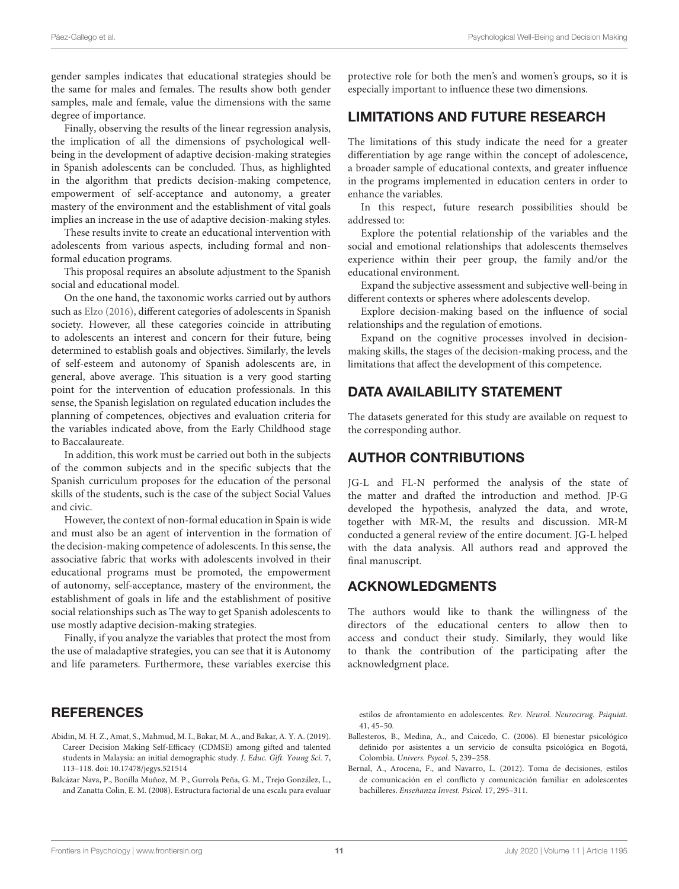gender samples indicates that educational strategies should be the same for males and females. The results show both gender samples, male and female, value the dimensions with the same degree of importance.

Finally, observing the results of the linear regression analysis, the implication of all the dimensions of psychological well-being in the development of adaptive decision-making strategies in Spanish adolescents can be concluded. Thus, as highlighted in the algorithm that predicts decision-making competence, empowerment of self-acceptance and autonomy, a greater mastery of the environment and the establishment of vital goals implies an increase in the use of adaptive decision-making styles.

These results invite to create an educational intervention with adolescents from various aspects, including formal and non-formal education programs.

This proposal requires an absolute adjustment to the Spanish social and educational model.

On the one hand, the taxonomic works carried out by authors such as Elzo (2016), different categories of adolescents in Spanish society. However, all these categories coincide in attributing to adolescents an interest and concern for their future, being determined to establish goals and objectives. Similarly, the levels of self-esteem and autonomy of Spanish adolescents are, in general, above average. This situation is a very good starting point for the intervention of education professionals. In this sense, the Spanish legislation on regulated education includes the planning of competences, objectives and evaluation criteria for the variables indicated above, from the Early Childhood stage to Baccalaureate.

In addition, this work must be carried out both in the subjects of the common subjects and in the specific subjects that the Spanish curriculum proposes for the education of the personal skills of the students, such is the case of the subject Social Values and civic.

However, the context of non-formal education in Spain is wide and must also be an agent of intervention in the formation of the decision-making competence of adolescents. In this sense, the associative fabric that works with adolescents involved in their educational programs must be promoted, the empowerment of autonomy, self-acceptance, mastery of the environment, the establishment of goals in life and the establishment of positive social relationships such as The way to get Spanish adolescents to use mostly adaptive decision-making strategies.

Finally, if you analyze the variables that protect the most from the use of maladaptive strategies, you can see that it is Autonomy and life parameters. Furthermore, these variables exercise this protective role for both the men's and women's groups, so it is especially important to influence these two dimensions.

## LIMITATIONS AND FUTURE RESEARCH

The limitations of this study indicate the need for a greater differentiation by age range within the concept of adolescence, a broader sample of educational contexts, and greater influence in the programs implemented in education centers in order to enhance the variables.

In this respect, future research possibilities should be addressed to:

Explore the potential relationship of the variables and the social and emotional relationships that adolescents themselves experience within their peer group, the family and/or the educational environment.

Expand the subjective assessment and subjective well-being in different contexts or spheres where adolescents develop.

Explore decision-making based on the influence of social relationships and the regulation of emotions.

Expand on the cognitive processes involved in decision-making skills, the stages of the decision-making process, and the limitations that affect the development of this competence.

## DATA AVAILABILITY STATEMENT

The datasets generated for this study are available on request to the corresponding author.

## AUTHOR CONTRIBUTIONS

JG-L and FL-N performed the analysis of the state of the matter and drafted the introduction and method. JP-G developed the hypothesis, analyzed the data, and wrote, together with MR-M, the results and discussion. MR-M conducted a general review of the entire document. JG-L helped with the data analysis. All authors read and approved the final manuscript.

## ACKNOWLEDGMENTS

The authors would like to thank the willingness of the directors of the educational centers to allow then to access and conduct their study. Similarly, they would like to thank the contribution of the participating after the acknowledgment place.

## REFERENCES

Abidin, M. H. Z., Amat, S., Mahmud, M. I., Bakar, M. A., and Bakar, A. Y. A. (2019). Career Decision Making Self-Efficacy (CDMSE) among gifted and talented students in Malaysia: an initial demographic study. *J. Educ. Gift. Young Sci.* 7, 113–118. doi: 10.17478/jegys.521514

Balcázar Nava, P., Bonilla Muñoz, M. P., Gurrola Peña, G. M., Trejo González, L., and Zanatta Colin, E. M. (2008). Estructura factorial de una escala para evaluar estilos de afrontamiento en adolescentes. *Rev. Neurol. Neurocirug. Psiquiat.* 41, 45–50.

Ballesteros, B., Medina, A., and Caicedo, C. (2006). El bienestar psicológico definido por asistentes a un servicio de consulta psicológica en Bogotá, Colombia. *Univers. Psycol.* 5, 239–258.

Bernal, A., Arocena, F., and Navarro, L. (2012). Toma de decisiones, estilos de comunicación en el conflicto y comunicación familiar en adolescentes bachilleres. *Enseñanza Invest. Psicol.* 17, 295–311.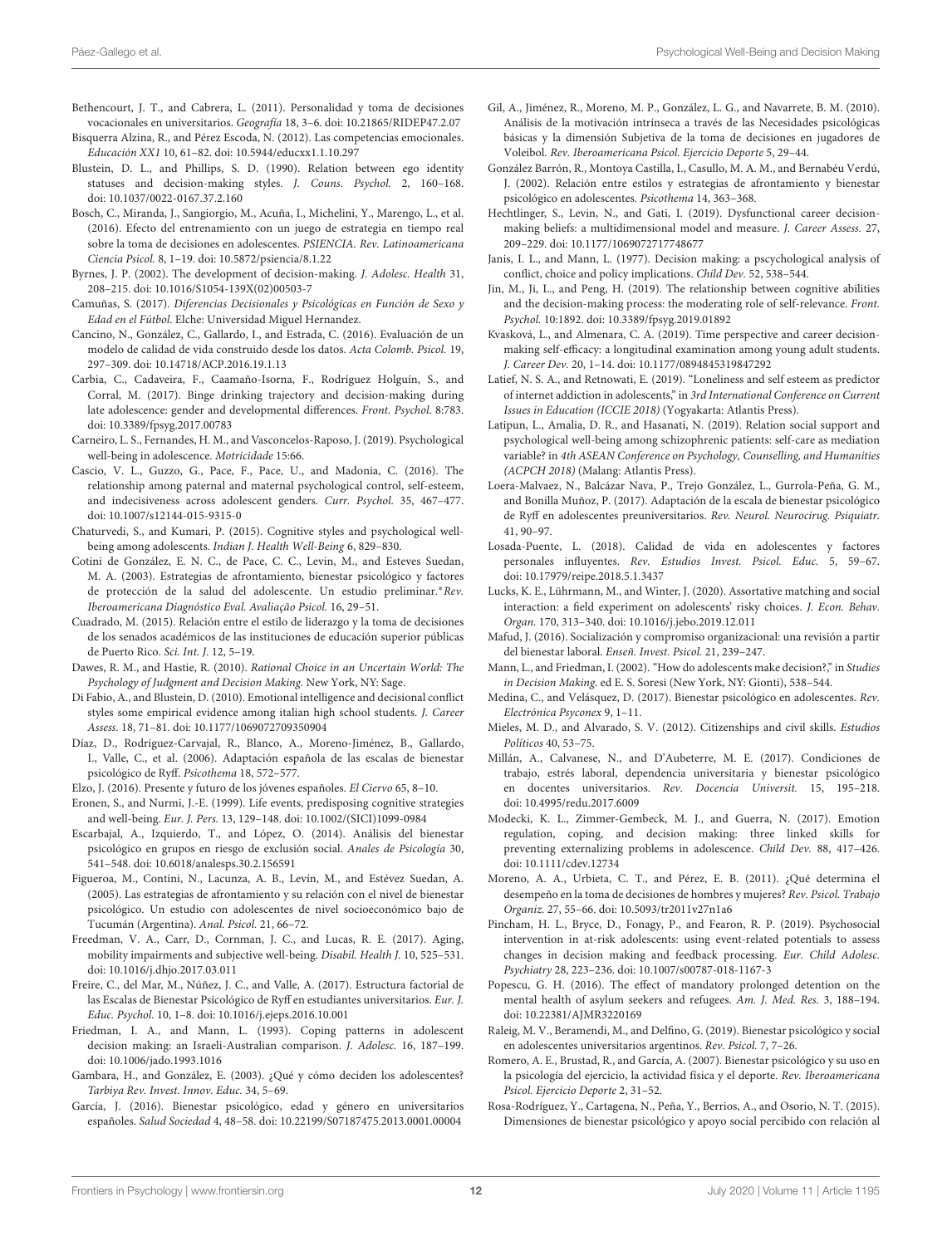Bethencourt, J. T., and Cabrera, L. (2011). Personalidad y toma de decisiones vocacionales en universitarios. *Geografía* 18, 3–6. doi: 10.21865/RIDEP47.2.07

Bisquerra Alzina, R., and Pérez Escoda, N. (2012). Las competencias emocionales. *Educación XX1* 10, 61–82. doi: 10.5944/educxx1.1.10.297

Blustein, D. L., and Phillips, S. D. (1990). Relation between ego identity statuses and decision-making styles. *J. Couns. Psychol.* 2, 160–168. doi: 10.1037/0022-0167.37.2.160

Bosch, C., Miranda, J., Sangiorgio, M., Acuña, I., Michelini, Y., Marengo, L., et al. (2016). Efecto del entrenamiento con un juego de estrategia en tiempo real sobre la toma de decisiones en adolescentes. *PSIENCIA. Rev. Latinoamericana Ciencia Psicol.* 8, 1–19. doi: 10.5872/psiencia/8.1.22

Byrnes, J. P. (2002). The development of decision-making. *J. Adolesc. Health* 31, 208–215. doi: 10.1016/S1054-139X(02)00503-7

Camuñas, S. (2017). *Diferencias Decisionales y Psicológicas en Función de Sexo y Edad en el Fútbol*. Elche: Universidad Miguel Hernandez.

Cancino, N., González, C., Gallardo, I., and Estrada, C. (2016). Evaluación de un modelo de calidad de vida construido desde los datos. *Acta Colomb. Psicol.* 19, 297–309. doi: 10.14718/ACP.2016.19.1.13

Carbia, C., Cadaveira, F., Caamaño-Isorna, F., Rodríguez Holguín, S., and Corral, M. (2017). Binge drinking trajectory and decision-making during late adolescence: gender and developmental differences. *Front. Psychol.* 8:783. doi: 10.3389/fpsyg.2017.00783

Carneiro, L. S., Fernandes, H. M., and Vasconcelos-Raposo, J. (2019). Psychological well-being in adolescence. *Motricidade* 15:66.

Cascio, V. L., Guzzo, G., Pace, F., Pace, U., and Madonia, C. (2016). The relationship among paternal and maternal psychological control, self-esteem, and indecisiveness across adolescent genders. *Curr. Psychol.* 35, 467–477. doi: 10.1007/s12144-015-9315-0

Chaturvedi, S., and Kumari, P. (2015). Cognitive styles and psychological well-being among adolescents. *Indian J. Health Well-Being* 6, 829–830.

Cotini de González, E. N. C., de Pace, C. C., Levin, M., and Esteves Suedan, M. A. (2003). Estrategias de afrontamiento, bienestar psicológico y factores de protección de la salud del adolescente. Un estudio preliminar.* *Rev. Iberoamericana Diagnóstico Eval. Avaliação Psicol.* 16, 29–51.

Cuadrado, M. (2015). Relación entre el estilo de liderazgo y la toma de decisiones de los senados académicos de las instituciones de educación superior públicas de Puerto Rico. *Sci. Int. J.* 12, 5–19.

Dawes, R. M., and Hastie, R. (2010). *Rational Choice in an Uncertain World: The Psychology of Judgment and Decision Making*. New York, NY: Sage.

Di Fabio, A., and Blustein, D. (2010). Emotional intelligence and decisional conflict styles some empirical evidence among italian high school students. *J. Career Assess.* 18, 71–81. doi: 10.1177/1069072709350904

Díaz, D., Rodríguez-Carvajal, R., Blanco, A., Moreno-Jiménez, B., Gallardo, I., Valle, C., et al. (2006). Adaptación española de las escalas de bienestar psicológico de Ryff. *Psicothema* 18, 572–577.

Elzo, J. (2016). Presente y futuro de los jóvenes españoles. *El Ciervo* 65, 8–10.

Eronen, S., and Nurmi, J.-E. (1999). Life events, predisposing cognitive strategies and well-being. *Eur. J. Pers.* 13, 129–148. doi: 10.1002/(SICI)1099-0984

Escarbajal, A., Izquierdo, T., and López, O. (2014). Análisis del bienestar psicológico en grupos en riesgo de exclusión social. *Anales de Psicología* 30, 541–548. doi: 10.6018/analesps.30.2.156591

Figueroa, M., Contini, N., Lacunza, A. B., Levín, M., and Estévez Suedan, A. (2005). Las estrategias de afrontamiento y su relación con el nivel de bienestar psicológico. Un estudio con adolescentes de nivel socioeconómico bajo de Tucumán (Argentina). *Anal. Psicol.* 21, 66–72.

Freedman, V. A., Carr, D., Cornman, J. C., and Lucas, R. E. (2017). Aging, mobility impairments and subjective well-being. *Disabil. Health J.* 10, 525–531. doi: 10.1016/j.dhjo.2017.03.011

Freire, C., del Mar, M., Núñez, J. C., and Valle, A. (2017). Estructura factorial de las Escalas de Bienestar Psicológico de Ryff en estudiantes universitarios. *Eur. J. Educ. Psychol.* 10, 1–8. doi: 10.1016/j.ejeps.2016.10.001

Friedman, I. A., and Mann, L. (1993). Coping patterns in adolescent decision making: an Israeli-Australian comparison. *J. Adolesc.* 16, 187–199. doi: 10.1006/jado.1993.1016

Gambara, H., and González, E. (2003). ¿Qué y cómo deciden los adolescentes? *Tarbiya Rev. Invest. Innov. Educ.* 34, 5–69.

García, J. (2016). Bienestar psicológico, edad y género en universitarios españoles. *Salud Sociedad* 4, 48–58. doi: 10.22199/S07187475.2013.0001.00004

Gil, A., Jiménez, R., Moreno, M. P., González, L. G., and Navarrete, B. M. (2010). Análisis de la motivación intrínseca a través de las Necesidades psicológicas básicas y la dimensión Subjetiva de la toma de decisiones en jugadores de Voleibol. *Rev. Iberoamericana Psicol. Ejercicio Deporte* 5, 29–44.

González Barrón, R., Montoya Castilla, I., Casullo, M. A. M., and Bernabéu Verdú, J. (2002). Relación entre estilos y estrategias de afrontamiento y bienestar psicológico en adolescentes. *Psicothema* 14, 363–368.

Hechtlinger, S., Levin, N., and Gati, I. (2019). Dysfunctional career decision-making beliefs: a multidimensional model and measure. *J. Career Assess.* 27, 209–229. doi: 10.1177/1069072717748677

Janis, I. L., and Mann, L. (1977). Decision making: a pscychological analysis of conflict, choice and policy implications. *Child Dev.* 52, 538–544.

Jin, M., Ji, L., and Peng, H. (2019). The relationship between cognitive abilities and the decision-making process: the moderating role of self-relevance. *Front. Psychol.* 10:1892. doi: 10.3389/fpsyg.2019.01892

Kvasková, L., and Almenara, C. A. (2019). Time perspective and career decision-making self-efficacy: a longitudinal examination among young adult students. *J. Career Dev.* 20, 1–14. doi: 10.1177/0894845319847292

Latief, N. S. A., and Retnowati, E. (2019). "Loneliness and self esteem as predictor of internet addiction in adolescents," in *3rd International Conference on Current Issues in Education (ICCIE 2018)* (Yogyakarta: Atlantis Press).

Latipun, L., Amalia, D. R., and Hasanati, N. (2019). Relation social support and psychological well-being among schizophrenic patients: self-care as mediation variable? in *4th ASEAN Conference on Psychology, Counselling, and Humanities (ACPCH 2018)* (Malang: Atlantis Press).

Loera-Malvaez, N., Balcázar Nava, P., Trejo González, L., Gurrola-Peña, G. M., and Bonilla Muñoz, P. (2017). Adaptación de la escala de bienestar psicológico de Ryff en adolescentes preuniversitarios. *Rev. Neurol. Neurocirug. Psiquiatr.* 41, 90–97.

Losada-Puente, L. (2018). Calidad de vida en adolescentes y factores personales influyentes. *Rev. Estudios Invest. Psicol. Educ.* 5, 59–67. doi: 10.17979/reipe.2018.5.1.3437

Lucks, K. E., Lührmann, M., and Winter, J. (2020). Assortative matching and social interaction: a field experiment on adolescents' risky choices. *J. Econ. Behav. Organ.* 170, 313–340. doi: 10.1016/j.jebo.2019.12.011

Mafud, J. (2016). Socialización y compromiso organizacional: una revisión a partir del bienestar laboral. *Enseñ. Invest. Psicol.* 21, 239–247.

Mann, L., and Friedman, I. (2002). "How do adolescents make decision?," in *Studies in Decision Making*. ed E. S. Soresi (New York, NY: Gionti), 538–544.

Medina, C., and Velásquez, D. (2017). Bienestar psicológico en adolescentes. *Rev. Electrónica Psyconex* 9, 1–11.

Mieles, M. D., and Alvarado, S. V. (2012). Citizenships and civil skills. *Estudios Políticos* 40, 53–75.

Millán, A., Calvanese, N., and D'Aubeterre, M. E. (2017). Condiciones de trabajo, estrés laboral, dependencia universitaria y bienestar psicológico en docentes universitarios. *Rev. Docencia Universit.* 15, 195–218. doi: 10.4995/redu.2017.6009

Modecki, K. L., Zimmer-Gembeck, M. J., and Guerra, N. (2017). Emotion regulation, coping, and decision making: three linked skills for preventing externalizing problems in adolescence. *Child Dev.* 88, 417–426. doi: 10.1111/cdev.12734

Moreno, A. A., Urbieta, C. T., and Pérez, E. B. (2011). ¿Qué determina el desempeño en la toma de decisiones de hombres y mujeres? *Rev. Psicol. Trabajo Organiz.* 27, 55–66. doi: 10.5093/tr2011v27n1a6

Pincham, H. L., Bryce, D., Fonagy, P., and Fearon, R. P. (2019). Psychosocial intervention in at-risk adolescents: using event-related potentials to assess changes in decision making and feedback processing. *Eur. Child Adolesc. Psychiatry* 28, 223–236. doi: 10.1007/s00787-018-1167-3

Popescu, G. H. (2016). The effect of mandatory prolonged detention on the mental health of asylum seekers and refugees. *Am. J. Med. Res.* 3, 188–194. doi: 10.22381/AJMR3220169

Raleig, M. V., Beramendi, M., and Delfino, G. (2019). Bienestar psicológico y social en adolescentes universitarios argentinos. *Rev. Psicol.* 7, 7–26.

Romero, A. E., Brustad, R., and García, A. (2007). Bienestar psicológico y su uso en la psicología del ejercicio, la actividad física y el deporte. *Rev. Iberoamericana Psicol. Ejercicio Deporte* 2, 31–52.

Rosa-Rodríguez, Y., Cartagena, N., Peña, Y., Berrios, A., and Osorio, N. T. (2015). Dimensiones de bienestar psicológico y apoyo social percibido con relación al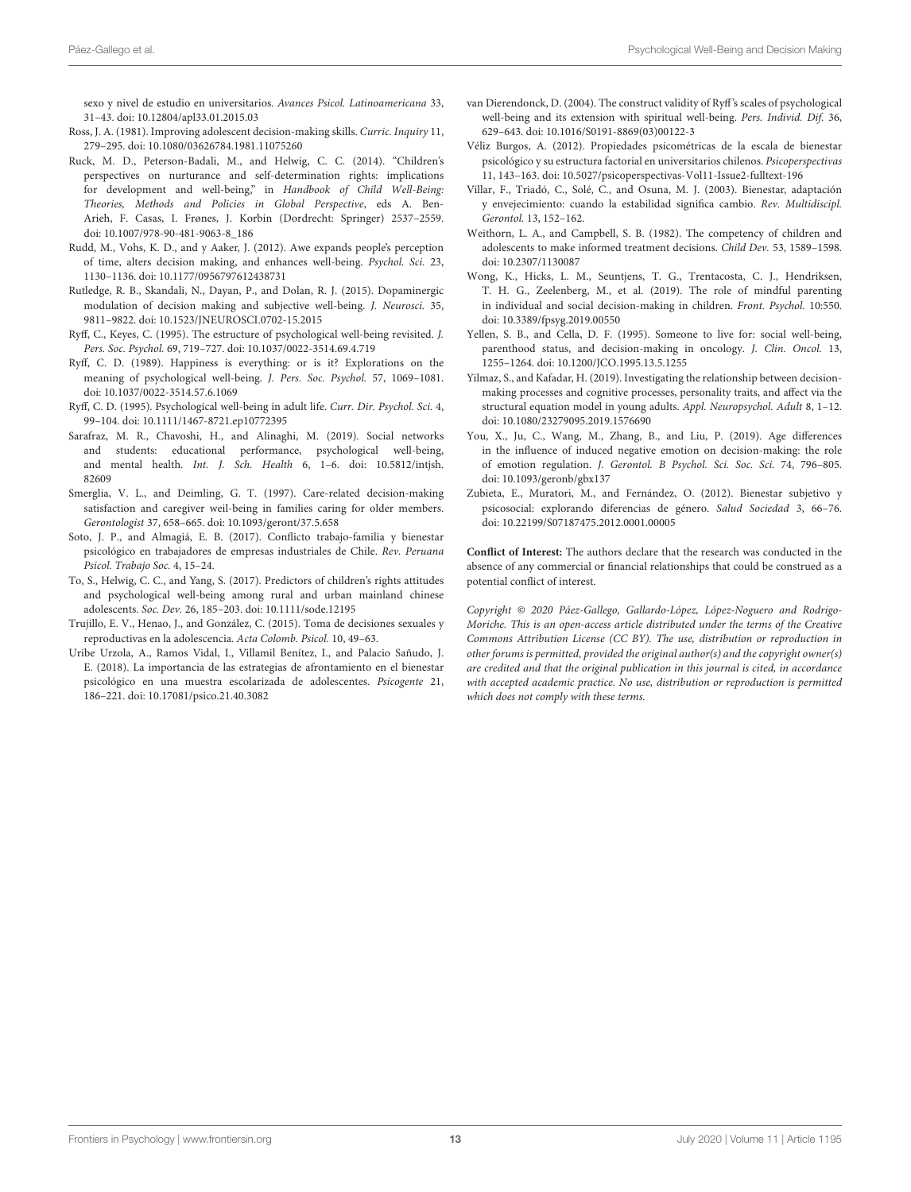sexo y nivel de estudio en universitarios. *Avances Psicol. Latinoamericana* 33, 31–43. doi: 10.12804/apl33.01.2015.03

Ross, J. A. (1981). Improving adolescent decision-making skills. *Curric. Inquiry* 11, 279–295. doi: 10.1080/03626784.1981.11075260

Ruck, M. D., Peterson-Badali, M., and Helwig, C. C. (2014). "Children's perspectives on nurturance and self-determination rights: implications for development and well-being," in *Handbook of Child Well-Being: Theories, Methods and Policies in Global Perspective*, eds A. Ben-Arieh, F. Casas, I. Frønes, J. Korbin (Dordrecht: Springer) 2537–2559. doi: 10.1007/978-90-481-9063-8_186

Rudd, M., Vohs, K. D., and y Aaker, J. (2012). Awe expands people's perception of time, alters decision making, and enhances well-being. *Psychol. Sci.* 23, 1130–1136. doi: 10.1177/0956797612438731

Rutledge, R. B., Skandali, N., Dayan, P., and Dolan, R. J. (2015). Dopaminergic modulation of decision making and subjective well-being. *J. Neurosci.* 35, 9811–9822. doi: 10.1523/JNEUROSCI.0702-15.2015

Ryff, C., Keyes, C. (1995). The estructure of psychological well-being revisited. *J. Pers. Soc. Psychol.* 69, 719–727. doi: 10.1037/0022-3514.69.4.719

Ryff, C. D. (1989). Happiness is everything: or is it? Explorations on the meaning of psychological well-being. *J. Pers. Soc. Psychol.* 57, 1069–1081. doi: 10.1037/0022-3514.57.6.1069

Ryff, C. D. (1995). Psychological well-being in adult life. *Curr. Dir. Psychol. Sci.* 4, 99–104. doi: 10.1111/1467-8721.ep10772395

Sarafraz, M. R., Chavoshi, H., and Alinaghi, M. (2019). Social networks and students: educational performance, psychological well-being, and mental health. *Int. J. Sch. Health* 6, 1–6. doi: 10.5812/intjsh.82609

Smerglia, V. L., and Deimling, G. T. (1997). Care-related decision-making satisfaction and caregiver weil-being in families caring for older members. *Gerontologist* 37, 658–665. doi: 10.1093/geront/37.5.658

Soto, J. P., and Almagiá, E. B. (2017). Conflicto trabajo-familia y bienestar psicológico en trabajadores de empresas industriales de Chile. *Rev. Peruana Psicol. Trabajo Soc.* 4, 15–24.

To, S., Helwig, C. C., and Yang, S. (2017). Predictors of children's rights attitudes and psychological well-being among rural and urban mainland chinese adolescents. *Soc. Dev.* 26, 185–203. doi: 10.1111/sode.12195

Trujillo, E. V., Henao, J., and González, C. (2015). Toma de decisiones sexuales y reproductivas en la adolescencia. *Acta Colomb. Psicol.* 10, 49–63.

Uribe Urzola, A., Ramos Vidal, I., Villamil Benítez, I., and Palacio Sañudo, J. E. (2018). La importancia de las estrategias de afrontamiento en el bienestar psicológico en una muestra escolarizada de adolescentes. *Psicogente* 21, 186–221. doi: 10.17081/psico.21.40.3082

van Dierendonck, D. (2004). The construct validity of Ryff's scales of psychological well-being and its extension with spiritual well-being. *Pers. Individ. Dif.* 36, 629–643. doi: 10.1016/S0191-8869(03)00122-3

Véliz Burgos, A. (2012). Propiedades psicométricas de la escala de bienestar psicológico y su estructura factorial en universitarios chilenos. *Psicoperspectivas* 11, 143–163. doi: 10.5027/psicoperspectivas-Vol11-Issue2-fulltext-196

Villar, F., Triadó, C., Solé, C., and Osuna, M. J. (2003). Bienestar, adaptación y envejecimiento: cuando la estabilidad significa cambio. *Rev. Multidiscipl. Gerontol.* 13, 152–162.

Weithorn, L. A., and Campbell, S. B. (1982). The competency of children and adolescents to make informed treatment decisions. *Child Dev.* 53, 1589–1598. doi: 10.2307/1130087

Wong, K., Hicks, L. M., Seuntjens, T. G., Trentacosta, C. J., Hendriksen, T. H. G., Zeelenberg, M., et al. (2019). The role of mindful parenting in individual and social decision-making in children. *Front. Psychol.* 10:550. doi: 10.3389/fpsyg.2019.00550

Yellen, S. B., and Cella, D. F. (1995). Someone to live for: social well-being, parenthood status, and decision-making in oncology. *J. Clin. Oncol.* 13, 1255–1264. doi: 10.1200/JCO.1995.13.5.1255

Yilmaz, S., and Kafadar, H. (2019). Investigating the relationship between decision-making processes and cognitive processes, personality traits, and affect via the structural equation model in young adults. *Appl. Neuropsychol. Adult* 8, 1–12. doi: 10.1080/23279095.2019.1576690

You, X., Ju, C., Wang, M., Zhang, B., and Liu, P. (2019). Age differences in the influence of induced negative emotion on decision-making: the role of emotion regulation. *J. Gerontol. B Psychol. Sci. Soc. Sci.* 74, 796–805. doi: 10.1093/geronb/gbx137

Zubieta, E., Muratori, M., and Fernández, O. (2012). Bienestar subjetivo y psicosocial: explorando diferencias de género. *Salud Sociedad* 3, 66–76. doi: 10.22199/S07187475.2012.0001.00005

**Conflict of Interest:** The authors declare that the research was conducted in the absence of any commercial or financial relationships that could be construed as a potential conflict of interest.

*Copyright © 2020 Páez-Gallego, Gallardo-López, López-Noguero and Rodrigo-Moriche. This is an open-access article distributed under the terms of the Creative Commons Attribution License (CC BY). The use, distribution or reproduction in other forums is permitted, provided the original author(s) and the copyright owner(s) are credited and that the original publication in this journal is cited, in accordance with accepted academic practice. No use, distribution or reproduction is permitted which does not comply with these terms.*